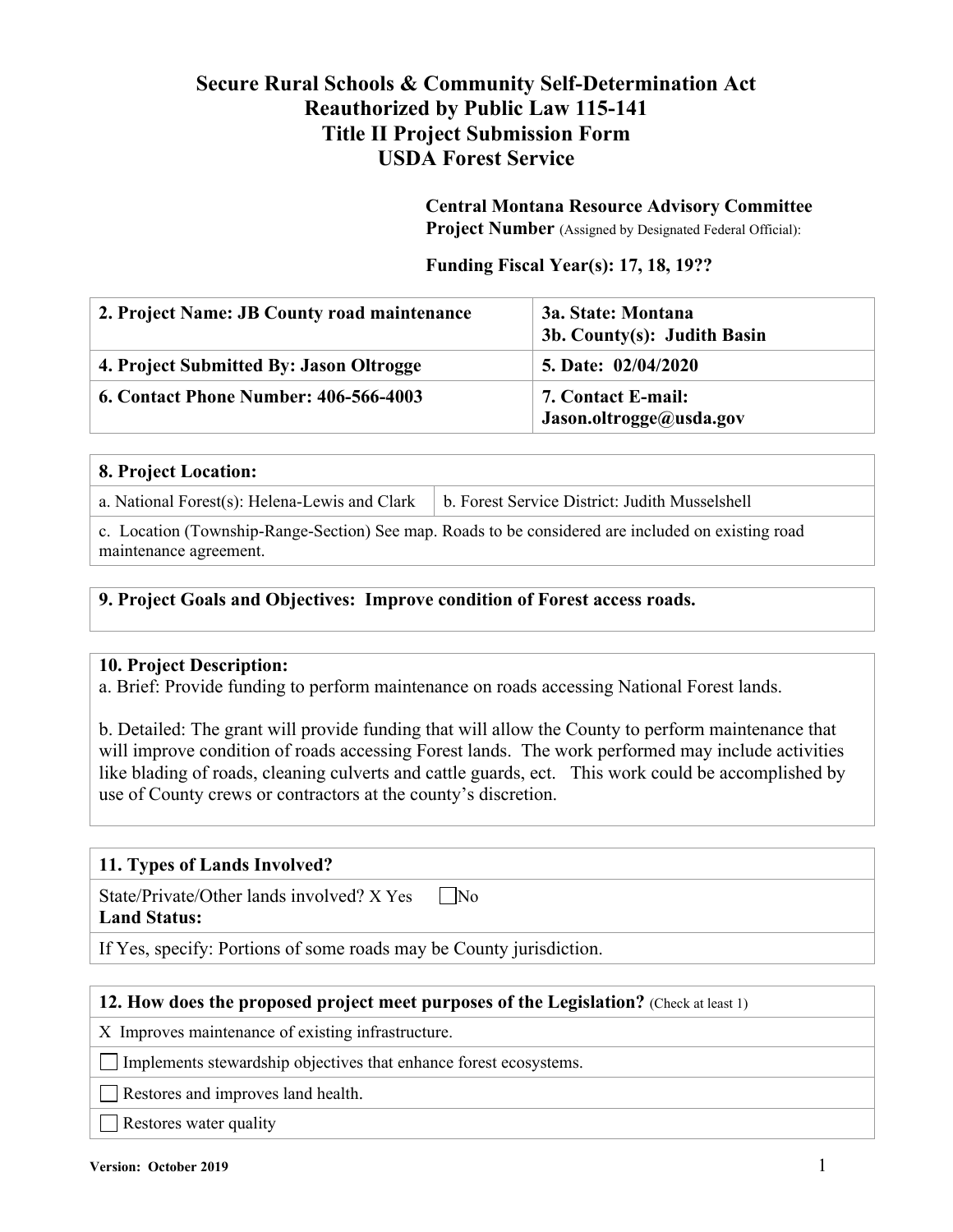# Secure Rural Schools & Community Self-Determination Act
# Reauthorized by Public Law 115-141
# Title II Project Submission Form
# USDA Forest Service

**Central Montana Resource Advisory Committee**
**Project Number** (Assigned by Designated Federal Official):

**Funding Fiscal Year(s): 17, 18, 19??**

| **2. Project Name: JB County road maintenance** | **3a. State: Montana**<br>**3b. County(s): Judith Basin** |
|---|---|
| **4. Project Submitted By: Jason Oltrogge** | **5. Date: 02/04/2020** |
| **6. Contact Phone Number: 406-566-4003** | **7. Contact E-mail: Jason.oltrogge@usda.gov** |

| **8. Project Location:** | |
|---|---|
| a. National Forest(s): Helena-Lewis and Clark | b. Forest Service District: Judith Musselshell |
| c. Location (Township-Range-Section) See map. Roads to be considered are included on existing road maintenance agreement. | |

**9. Project Goals and Objectives: Improve condition of Forest access roads.**

**10. Project Description:**

a. Brief: Provide funding to perform maintenance on roads accessing National Forest lands.

b. Detailed: The grant will provide funding that will allow the County to perform maintenance that will improve condition of roads accessing Forest lands. The work performed may include activities like blading of roads, cleaning culverts and cattle guards, ect. This work could be accomplished by use of County crews or contractors at the county's discretion.

**11. Types of Lands Involved?**

State/Private/Other lands involved? X Yes ☐ No
**Land Status:**

If Yes, specify: Portions of some roads may be County jurisdiction.

**12. How does the proposed project meet purposes of the Legislation?** (Check at least 1)

X Improves maintenance of existing infrastructure.

☐ Implements stewardship objectives that enhance forest ecosystems.

☐ Restores and improves land health.

☐ Restores water quality

Version: October 2019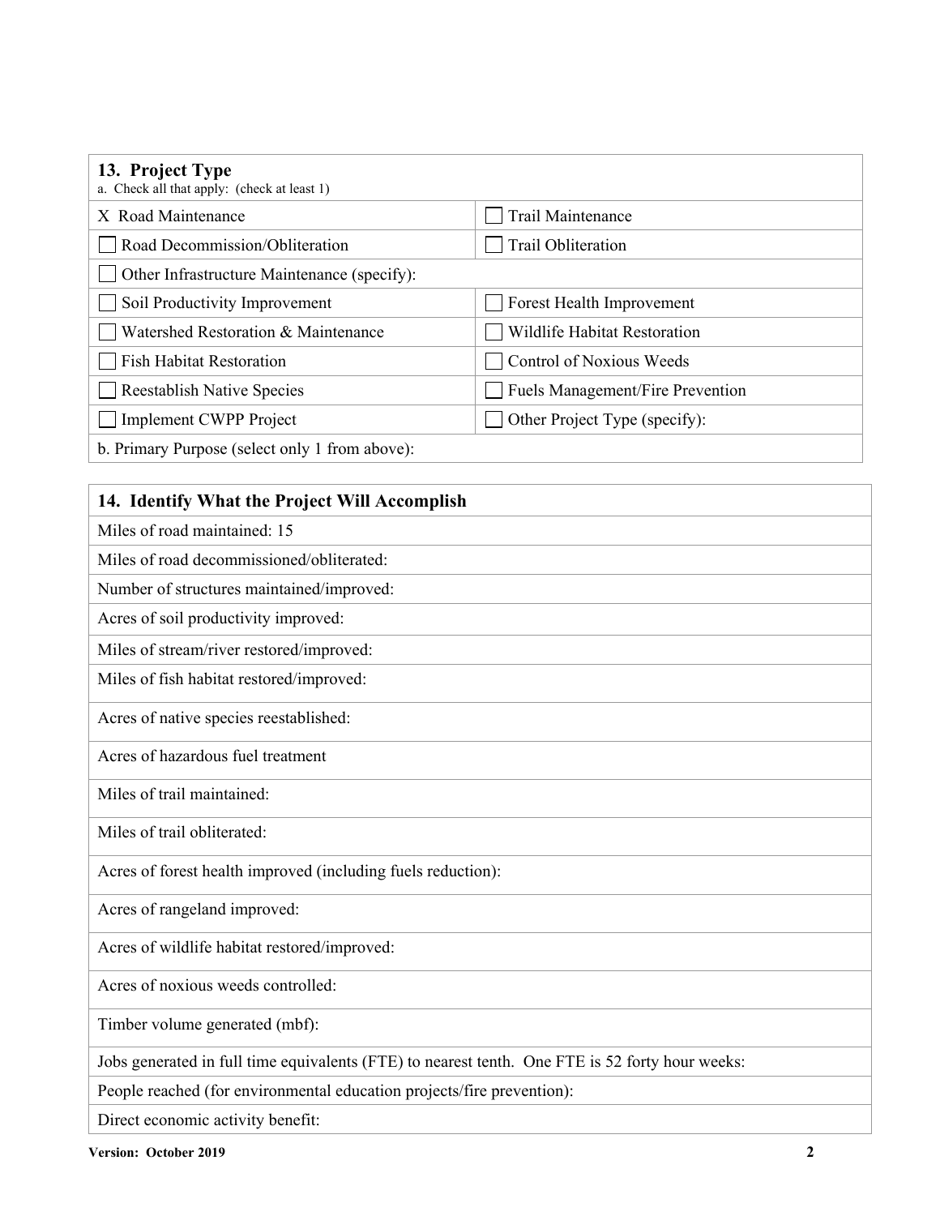| **13. Project Type**<br>a. Check all that apply: (check at least 1) | |
|---|---|
| X Road Maintenance | ☐ Trail Maintenance |
| ☐ Road Decommission/Obliteration | ☐ Trail Obliteration |
| ☐ Other Infrastructure Maintenance (specify): | |
| ☐ Soil Productivity Improvement | ☐ Forest Health Improvement |
| ☐ Watershed Restoration & Maintenance | ☐ Wildlife Habitat Restoration |
| ☐ Fish Habitat Restoration | ☐ Control of Noxious Weeds |
| ☐ Reestablish Native Species | ☐ Fuels Management/Fire Prevention |
| ☐ Implement CWPP Project | ☐ Other Project Type (specify): |
| b. Primary Purpose (select only 1 from above): | |

| **14. Identify What the Project Will Accomplish** |
|---|
| Miles of road maintained: 15 |
| Miles of road decommissioned/obliterated: |
| Number of structures maintained/improved: |
| Acres of soil productivity improved: |
| Miles of stream/river restored/improved: |
| Miles of fish habitat restored/improved: |
| Acres of native species reestablished: |
| Acres of hazardous fuel treatment |
| Miles of trail maintained: |
| Miles of trail obliterated: |
| Acres of forest health improved (including fuels reduction): |
| Acres of rangeland improved: |
| Acres of wildlife habitat restored/improved: |
| Acres of noxious weeds controlled: |
| Timber volume generated (mbf): |
| Jobs generated in full time equivalents (FTE) to nearest tenth. One FTE is 52 forty hour weeks: |
| People reached (for environmental education projects/fire prevention): |
| Direct economic activity benefit: |

**Version: October 2019**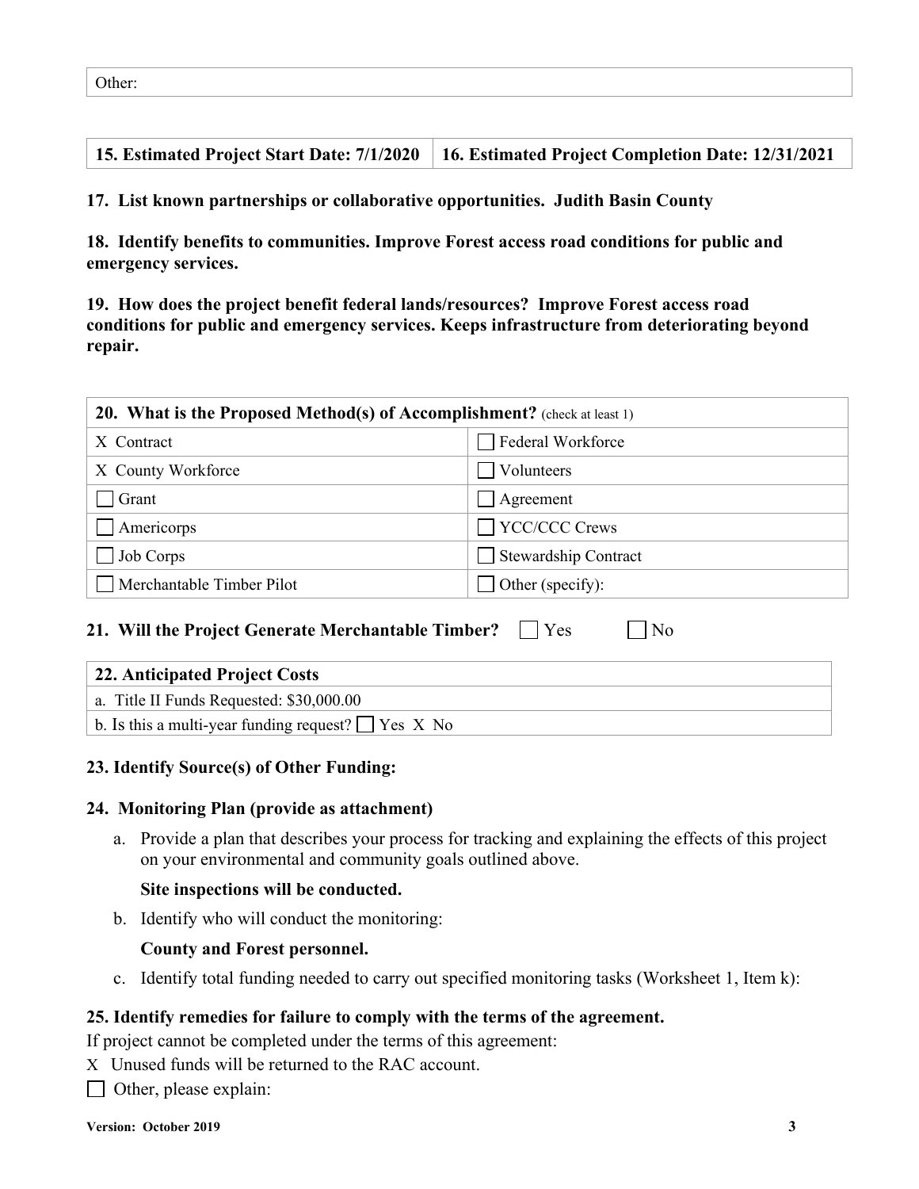| Other: |
|---|

| 15. Estimated Project Start Date: 7/1/2020 | 16. Estimated Project Completion Date: 12/31/2021 |
|---|---|

**17. List known partnerships or collaborative opportunities. Judith Basin County**

**18. Identify benefits to communities. Improve Forest access road conditions for public and emergency services.**

**19. How does the project benefit federal lands/resources? Improve Forest access road conditions for public and emergency services. Keeps infrastructure from deteriorating beyond repair.**

| **20. What is the Proposed Method(s) of Accomplishment?** (check at least 1) | |
|---|---|
| X Contract | ☐ Federal Workforce |
| X County Workforce | ☐ Volunteers |
| ☐ Grant | ☐ Agreement |
| ☐ Americorps | ☐ YCC/CCC Crews |
| ☐ Job Corps | ☐ Stewardship Contract |
| ☐ Merchantable Timber Pilot | ☐ Other (specify): |

**21. Will the Project Generate Merchantable Timber?** ☐ Yes ☐ No

| **22. Anticipated Project Costs** |
|---|
| a. Title II Funds Requested: $30,000.00 |
| b. Is this a multi-year funding request? ☐ Yes X No |

**23. Identify Source(s) of Other Funding:**

**24. Monitoring Plan (provide as attachment)**

a. Provide a plan that describes your process for tracking and explaining the effects of this project on your environmental and community goals outlined above.

**Site inspections will be conducted.**

b. Identify who will conduct the monitoring:

**County and Forest personnel.**

c. Identify total funding needed to carry out specified monitoring tasks (Worksheet 1, Item k):

**25. Identify remedies for failure to comply with the terms of the agreement.**

If project cannot be completed under the terms of this agreement:

X Unused funds will be returned to the RAC account.

☐ Other, please explain: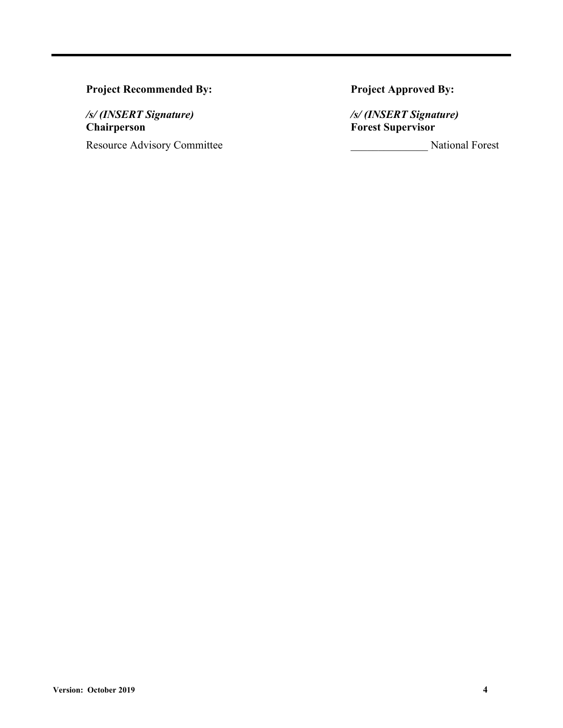| **Project Recommended By:** | **Project Approved By:** |
| --- | --- |
| ***/s/ (INSERT Signature)*** | ***/s/ (INSERT Signature)*** |
| **Chairperson** | **Forest Supervisor** |
| Resource Advisory Committee | ______________ National Forest |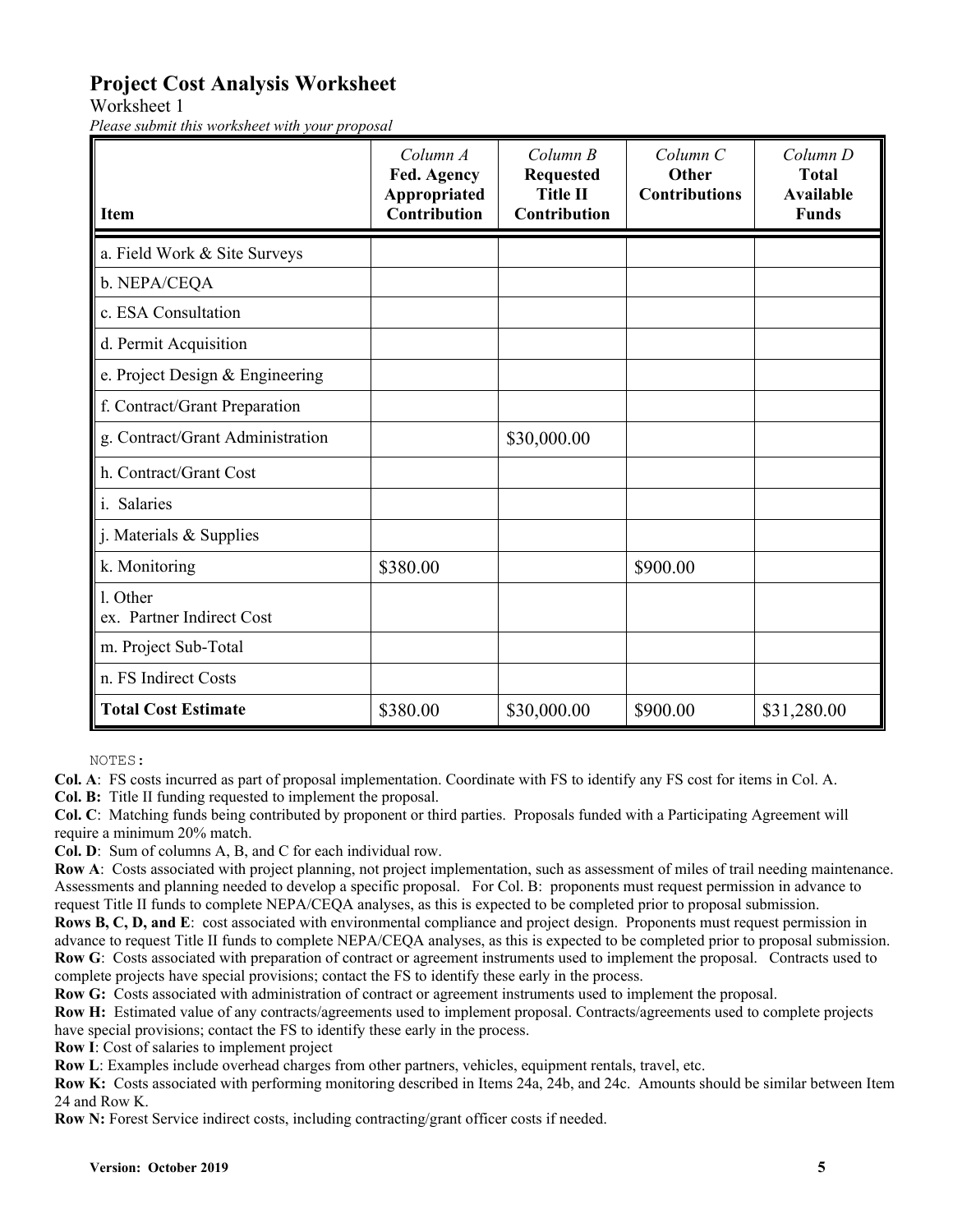## Project Cost Analysis Worksheet

Worksheet 1

*Please submit this worksheet with your proposal*

| Item | *Column A* **Fed. Agency Appropriated Contribution** | *Column B* **Requested Title II Contribution** | *Column C* **Other Contributions** | *Column D* **Total Available Funds** |
|---|---|---|---|---|
| a. Field Work & Site Surveys | | | | |
| b. NEPA/CEQA | | | | |
| c. ESA Consultation | | | | |
| d. Permit Acquisition | | | | |
| e. Project Design & Engineering | | | | |
| f. Contract/Grant Preparation | | | | |
| g. Contract/Grant Administration | | $30,000.00 | | |
| h. Contract/Grant Cost | | | | |
| i. Salaries | | | | |
| j. Materials & Supplies | | | | |
| k. Monitoring | $380.00 | | $900.00 | |
| l. Other<br>ex. Partner Indirect Cost | | | | |
| m. Project Sub-Total | | | | |
| n. FS Indirect Costs | | | | |
| **Total Cost Estimate** | $380.00 | $30,000.00 | $900.00 | $31,280.00 |

NOTES:

**Col. A**: FS costs incurred as part of proposal implementation. Coordinate with FS to identify any FS cost for items in Col. A.

**Col. B:** Title II funding requested to implement the proposal.

**Col. C**: Matching funds being contributed by proponent or third parties. Proposals funded with a Participating Agreement will require a minimum 20% match.

**Col. D**: Sum of columns A, B, and C for each individual row.

**Row A**: Costs associated with project planning, not project implementation, such as assessment of miles of trail needing maintenance. Assessments and planning needed to develop a specific proposal. For Col. B: proponents must request permission in advance to request Title II funds to complete NEPA/CEQA analyses, as this is expected to be completed prior to proposal submission.

**Rows B, C, D, and E**: cost associated with environmental compliance and project design. Proponents must request permission in advance to request Title II funds to complete NEPA/CEQA analyses, as this is expected to be completed prior to proposal submission.

**Row G**: Costs associated with preparation of contract or agreement instruments used to implement the proposal. Contracts used to complete projects have special provisions; contact the FS to identify these early in the process.

**Row G:** Costs associated with administration of contract or agreement instruments used to implement the proposal.

**Row H:** Estimated value of any contracts/agreements used to implement proposal. Contracts/agreements used to complete projects have special provisions; contact the FS to identify these early in the process.

**Row I**: Cost of salaries to implement project

**Row L**: Examples include overhead charges from other partners, vehicles, equipment rentals, travel, etc.

**Row K:** Costs associated with performing monitoring described in Items 24a, 24b, and 24c. Amounts should be similar between Item 24 and Row K.

**Row N:** Forest Service indirect costs, including contracting/grant officer costs if needed.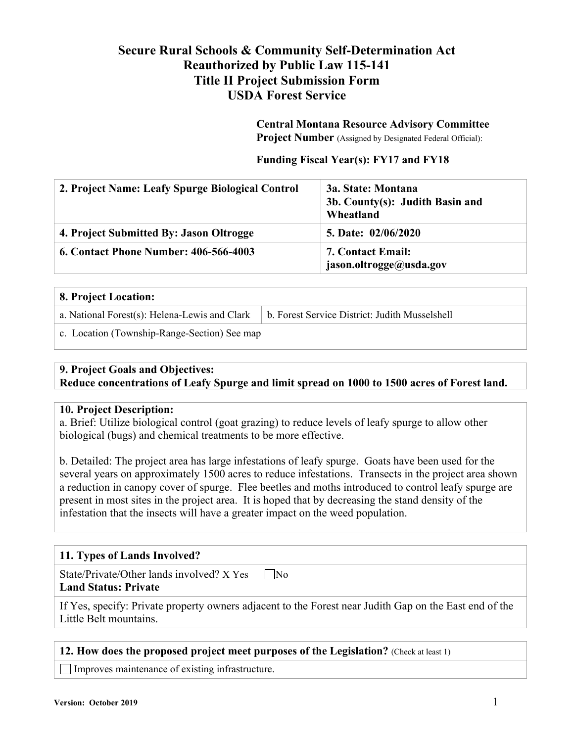# Secure Rural Schools & Community Self-Determination Act
# Reauthorized by Public Law 115-141
# Title II Project Submission Form
# USDA Forest Service

**Central Montana Resource Advisory Committee**
**Project Number** (Assigned by Designated Federal Official):

**Funding Fiscal Year(s): FY17 and FY18**

| **2. Project Name: Leafy Spurge Biological Control** | **3a. State: Montana**<br>**3b. County(s): Judith Basin and Wheatland** |
|---|---|
| **4. Project Submitted By: Jason Oltrogge** | **5. Date: 02/06/2020** |
| **6. Contact Phone Number: 406-566-4003** | **7. Contact Email: jason.oltrogge@usda.gov** |

| **8. Project Location:** | |
|---|---|
| a. National Forest(s): Helena-Lewis and Clark | b. Forest Service District: Judith Musselshell |
| c. Location (Township-Range-Section) See map | |

**9. Project Goals and Objectives:**
**Reduce concentrations of Leafy Spurge and limit spread on 1000 to 1500 acres of Forest land.**

**10. Project Description:**

a. Brief: Utilize biological control (goat grazing) to reduce levels of leafy spurge to allow other biological (bugs) and chemical treatments to be more effective.

b. Detailed: The project area has large infestations of leafy spurge. Goats have been used for the several years on approximately 1500 acres to reduce infestations. Transects in the project area shown a reduction in canopy cover of spurge. Flee beetles and moths introduced to control leafy spurge are present in most sites in the project area. It is hoped that by decreasing the stand density of the infestation that the insects will have a greater impact on the weed population.

**11. Types of Lands Involved?**

State/Private/Other lands involved? X Yes ☐ No
**Land Status: Private**

If Yes, specify: Private property owners adjacent to the Forest near Judith Gap on the East end of the Little Belt mountains.

**12. How does the proposed project meet purposes of the Legislation?** (Check at least 1)

☐ Improves maintenance of existing infrastructure.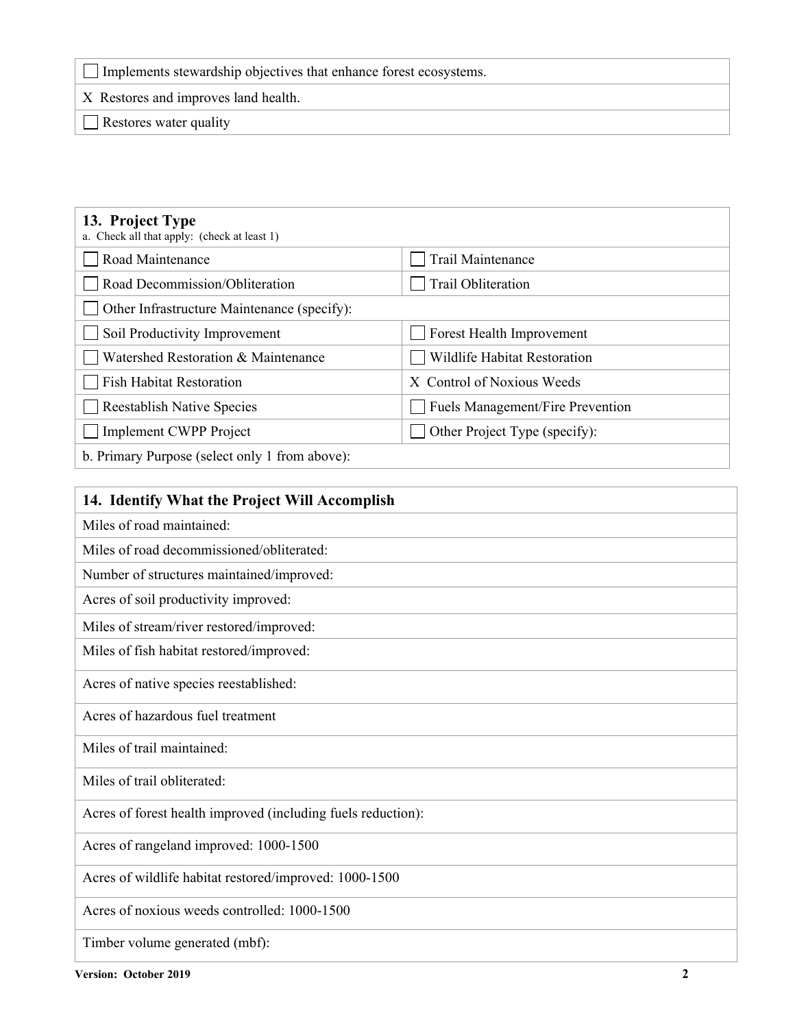| |
|---|
| ☐ Implements stewardship objectives that enhance forest ecosystems. |
| X Restores and improves land health. |
| ☐ Restores water quality |

| **13. Project Type** a. Check all that apply: (check at least 1) | |
|---|---|
| ☐ Road Maintenance | ☐ Trail Maintenance |
| ☐ Road Decommission/Obliteration | ☐ Trail Obliteration |
| ☐ Other Infrastructure Maintenance (specify): | |
| ☐ Soil Productivity Improvement | ☐ Forest Health Improvement |
| ☐ Watershed Restoration & Maintenance | ☐ Wildlife Habitat Restoration |
| ☐ Fish Habitat Restoration | X Control of Noxious Weeds |
| ☐ Reestablish Native Species | ☐ Fuels Management/Fire Prevention |
| ☐ Implement CWPP Project | ☐ Other Project Type (specify): |
| b. Primary Purpose (select only 1 from above): | |

| **14. Identify What the Project Will Accomplish** |
|---|
| Miles of road maintained: |
| Miles of road decommissioned/obliterated: |
| Number of structures maintained/improved: |
| Acres of soil productivity improved: |
| Miles of stream/river restored/improved: |
| Miles of fish habitat restored/improved: |
| Acres of native species reestablished: |
| Acres of hazardous fuel treatment |
| Miles of trail maintained: |
| Miles of trail obliterated: |
| Acres of forest health improved (including fuels reduction): |
| Acres of rangeland improved: 1000-1500 |
| Acres of wildlife habitat restored/improved: 1000-1500 |
| Acres of noxious weeds controlled: 1000-1500 |
| Timber volume generated (mbf): |

**Version: October 2019**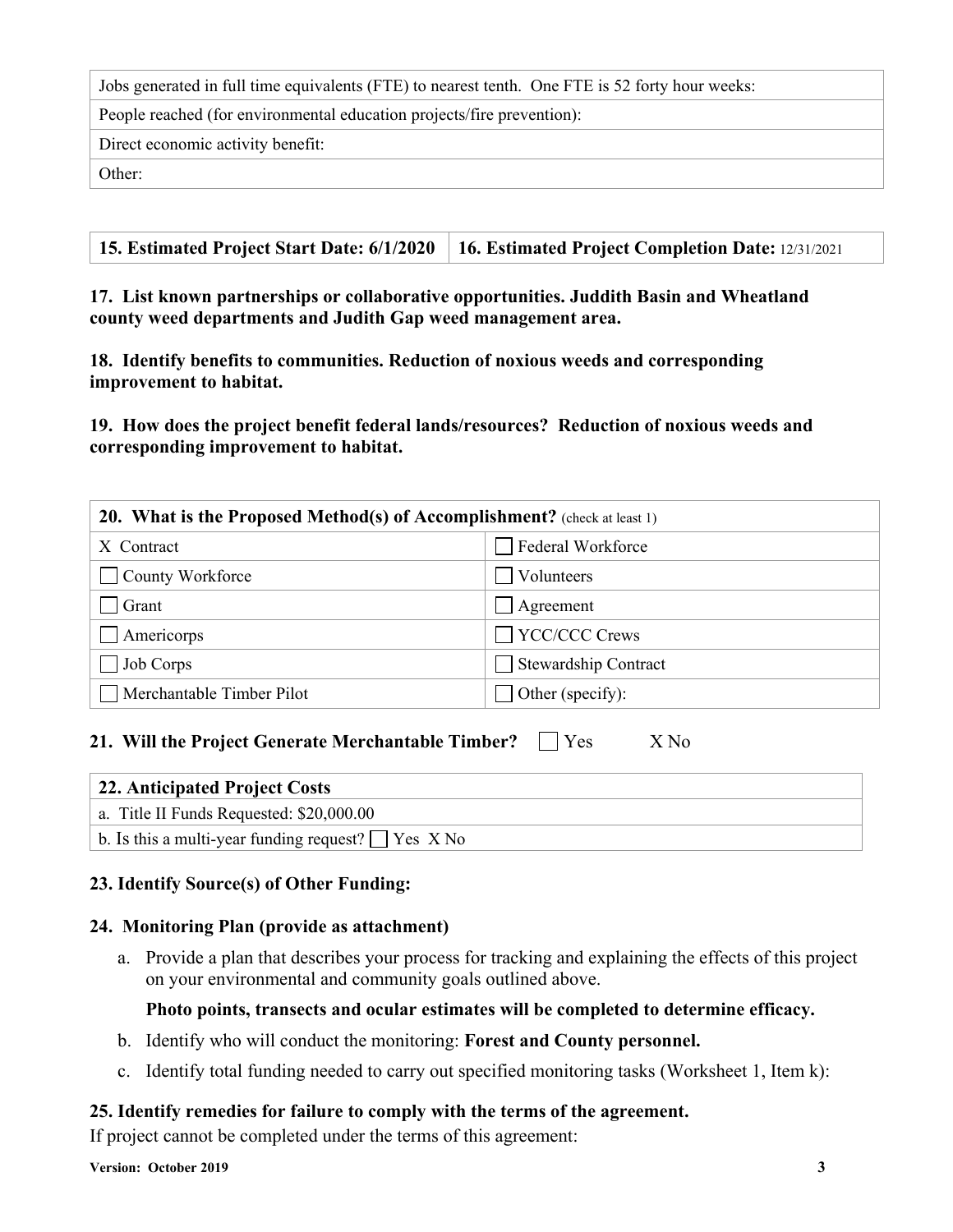| Jobs generated in full time equivalents (FTE) to nearest tenth. One FTE is 52 forty hour weeks: |
|---|
| People reached (for environmental education projects/fire prevention): |
| Direct economic activity benefit: |
| Other: |

| 15. Estimated Project Start Date: 6/1/2020 | 16. Estimated Project Completion Date: 12/31/2021 |
|---|---|

**17. List known partnerships or collaborative opportunities. Juddith Basin and Wheatland county weed departments and Judith Gap weed management area.**

**18. Identify benefits to communities. Reduction of noxious weeds and corresponding improvement to habitat.**

**19. How does the project benefit federal lands/resources? Reduction of noxious weeds and corresponding improvement to habitat.**

| 20. What is the Proposed Method(s) of Accomplishment? (check at least 1) | |
|---|---|
| X Contract | ☐ Federal Workforce |
| ☐ County Workforce | ☐ Volunteers |
| ☐ Grant | ☐ Agreement |
| ☐ Americorps | ☐ YCC/CCC Crews |
| ☐ Job Corps | ☐ Stewardship Contract |
| ☐ Merchantable Timber Pilot | ☐ Other (specify): |

**21. Will the Project Generate Merchantable Timber?** ☐ Yes X No

| 22. Anticipated Project Costs |
|---|
| a. Title II Funds Requested: $20,000.00 |
| b. Is this a multi-year funding request? ☐ Yes X No |

**23. Identify Source(s) of Other Funding:**

**24. Monitoring Plan (provide as attachment)**

a. Provide a plan that describes your process for tracking and explaining the effects of this project on your environmental and community goals outlined above.

   **Photo points, transects and ocular estimates will be completed to determine efficacy.**

b. Identify who will conduct the monitoring: **Forest and County personnel.**

c. Identify total funding needed to carry out specified monitoring tasks (Worksheet 1, Item k):

**25. Identify remedies for failure to comply with the terms of the agreement.**

If project cannot be completed under the terms of this agreement: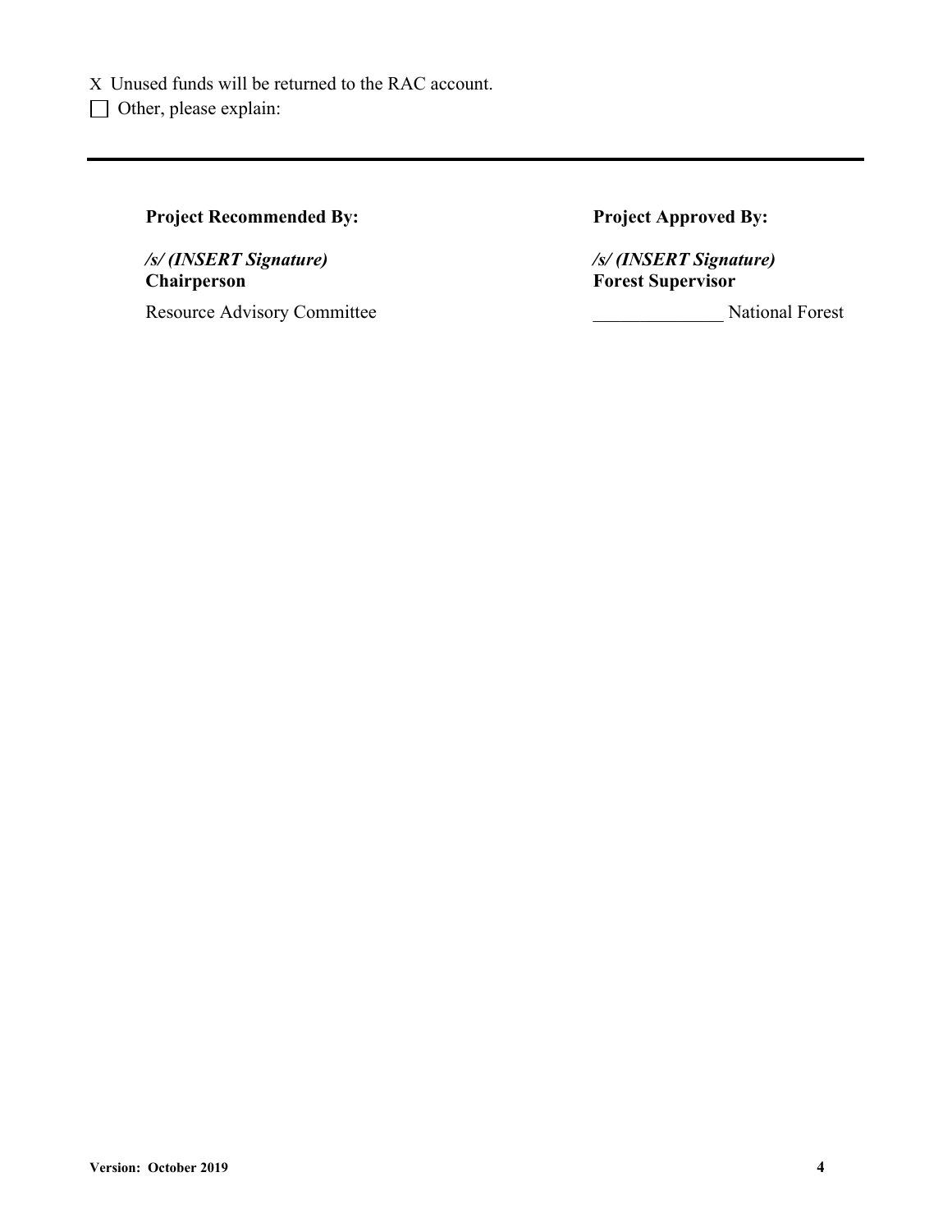X Unused funds will be returned to the RAC account.

☐ Other, please explain:

---

**Project Recommended By:**

***/s/ (INSERT Signature)***
**Chairperson**

Resource Advisory Committee

**Project Approved By:**

***/s/ (INSERT Signature)***
**Forest Supervisor**

______________ National Forest

**Version: October 2019**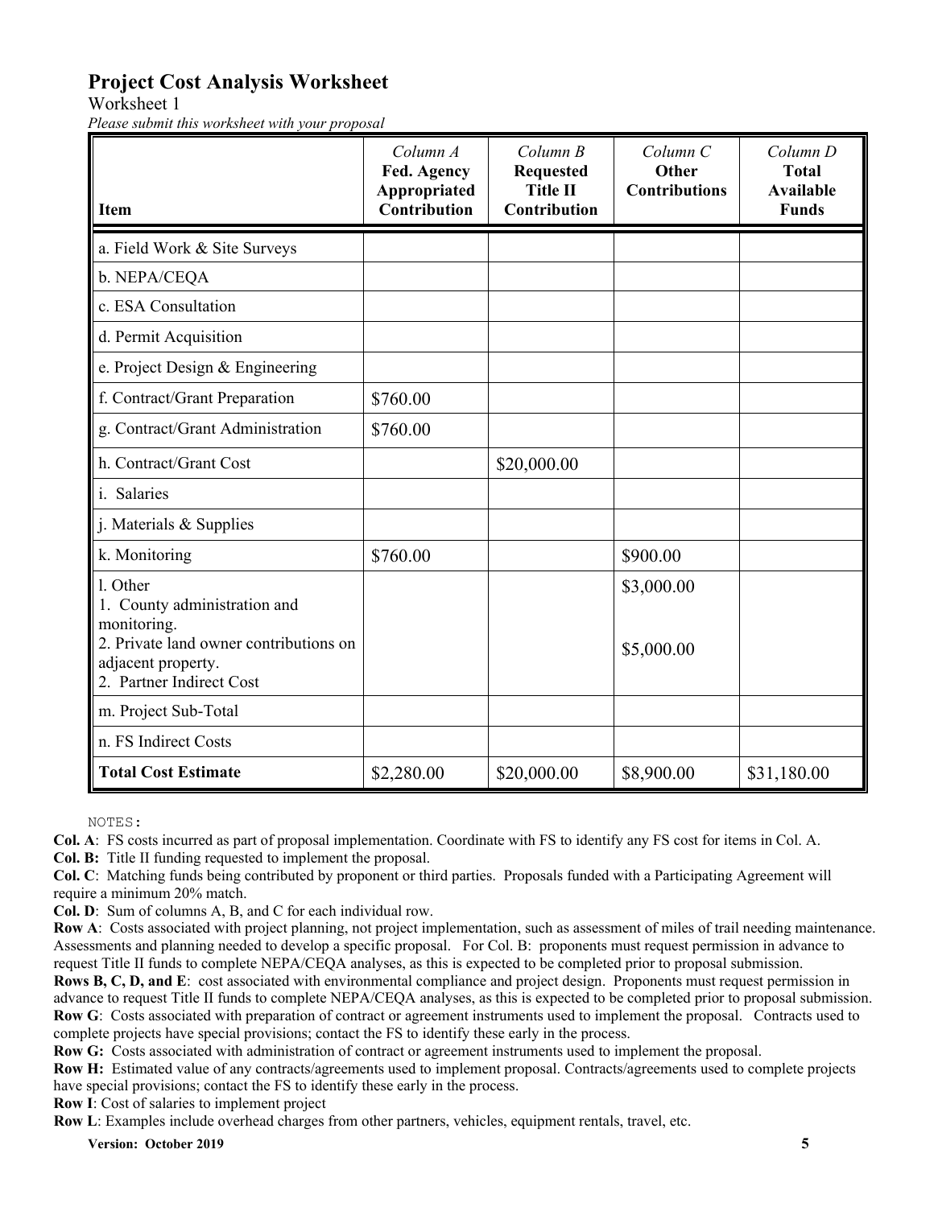## Project Cost Analysis Worksheet

Worksheet 1

*Please submit this worksheet with your proposal*

| Item | *Column A* **Fed. Agency Appropriated Contribution** | *Column B* **Requested Title II Contribution** | *Column C* **Other Contributions** | *Column D* **Total Available Funds** |
|---|---|---|---|---|
| a. Field Work & Site Surveys | | | | |
| b. NEPA/CEQA | | | | |
| c. ESA Consultation | | | | |
| d. Permit Acquisition | | | | |
| e. Project Design & Engineering | | | | |
| f. Contract/Grant Preparation | $760.00 | | | |
| g. Contract/Grant Administration | $760.00 | | | |
| h. Contract/Grant Cost | | $20,000.00 | | |
| i. Salaries | | | | |
| j. Materials & Supplies | | | | |
| k. Monitoring | $760.00 | | $900.00 | |
| l. Other<br>1. County administration and monitoring.<br>2. Private land owner contributions on adjacent property.<br>2. Partner Indirect Cost | | | $3,000.00<br><br>$5,000.00 | |
| m. Project Sub-Total | | | | |
| n. FS Indirect Costs | | | | |
| **Total Cost Estimate** | $2,280.00 | $20,000.00 | $8,900.00 | $31,180.00 |

NOTES:

**Col. A**: FS costs incurred as part of proposal implementation. Coordinate with FS to identify any FS cost for items in Col. A.

**Col. B:** Title II funding requested to implement the proposal.

**Col. C**: Matching funds being contributed by proponent or third parties. Proposals funded with a Participating Agreement will require a minimum 20% match.

**Col. D**: Sum of columns A, B, and C for each individual row.

**Row A**: Costs associated with project planning, not project implementation, such as assessment of miles of trail needing maintenance. Assessments and planning needed to develop a specific proposal. For Col. B: proponents must request permission in advance to request Title II funds to complete NEPA/CEQA analyses, as this is expected to be completed prior to proposal submission.

**Rows B, C, D, and E**: cost associated with environmental compliance and project design. Proponents must request permission in advance to request Title II funds to complete NEPA/CEQA analyses, as this is expected to be completed prior to proposal submission.

**Row G**: Costs associated with preparation of contract or agreement instruments used to implement the proposal. Contracts used to complete projects have special provisions; contact the FS to identify these early in the process.

**Row G:** Costs associated with administration of contract or agreement instruments used to implement the proposal.

**Row H:** Estimated value of any contracts/agreements used to implement proposal. Contracts/agreements used to complete projects have special provisions; contact the FS to identify these early in the process.

**Row I**: Cost of salaries to implement project

**Row L**: Examples include overhead charges from other partners, vehicles, equipment rentals, travel, etc.

**Version: October 2019**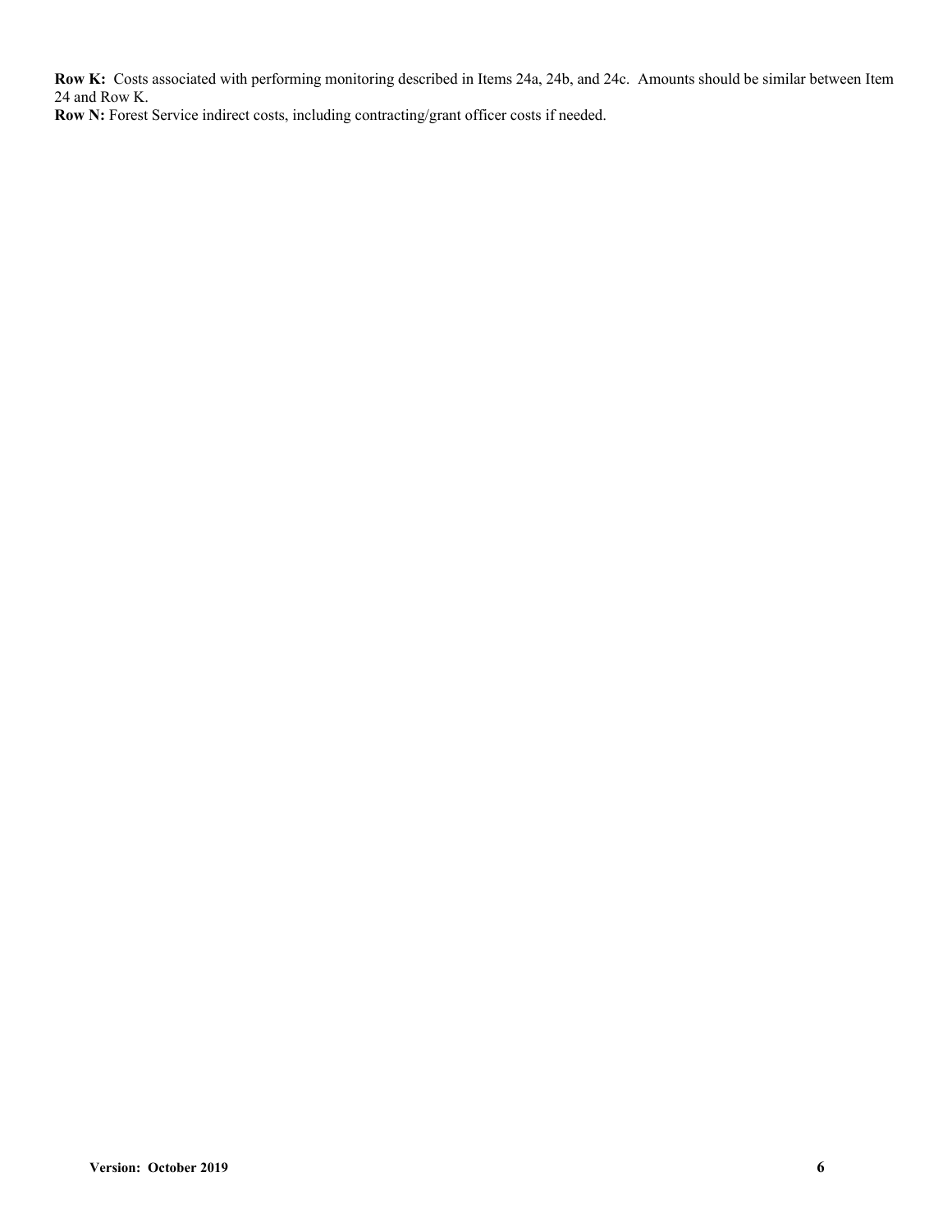**Row K:** Costs associated with performing monitoring described in Items 24a, 24b, and 24c. Amounts should be similar between Item 24 and Row K.

**Row N:** Forest Service indirect costs, including contracting/grant officer costs if needed.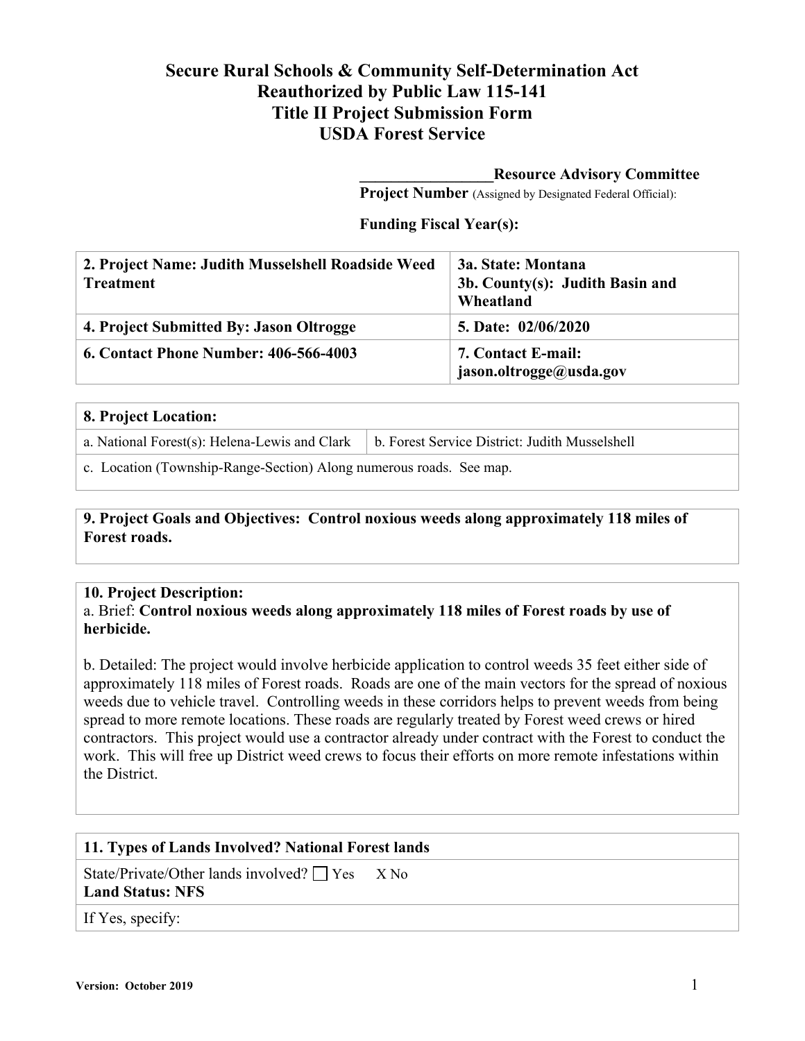# Secure Rural Schools & Community Self-Determination Act
# Reauthorized by Public Law 115-141
# Title II Project Submission Form
# USDA Forest Service

**________________Resource Advisory Committee**
**Project Number** (Assigned by Designated Federal Official):

**Funding Fiscal Year(s):**

| **2. Project Name: Judith Musselshell Roadside Weed Treatment** | **3a. State: Montana**<br>**3b. County(s): Judith Basin and Wheatland** |
|---|---|
| **4. Project Submitted By: Jason Oltrogge** | **5. Date: 02/06/2020** |
| **6. Contact Phone Number: 406-566-4003** | **7. Contact E-mail: jason.oltrogge@usda.gov** |

| **8. Project Location:** | |
|---|---|
| a. National Forest(s): Helena-Lewis and Clark | b. Forest Service District: Judith Musselshell |
| c. Location (Township-Range-Section) Along numerous roads. See map. | |

**9. Project Goals and Objectives: Control noxious weeds along approximately 118 miles of Forest roads.**

**10. Project Description:**

a. Brief: **Control noxious weeds along approximately 118 miles of Forest roads by use of herbicide.**

b. Detailed: The project would involve herbicide application to control weeds 35 feet either side of approximately 118 miles of Forest roads. Roads are one of the main vectors for the spread of noxious weeds due to vehicle travel. Controlling weeds in these corridors helps to prevent weeds from being spread to more remote locations. These roads are regularly treated by Forest weed crews or hired contractors. This project would use a contractor already under contract with the Forest to conduct the work. This will free up District weed crews to focus their efforts on more remote infestations within the District.

| **11. Types of Lands Involved? National Forest lands** |
|---|
| State/Private/Other lands involved? ☐ Yes X No<br>**Land Status: NFS** |
| If Yes, specify: |

Version: October 2019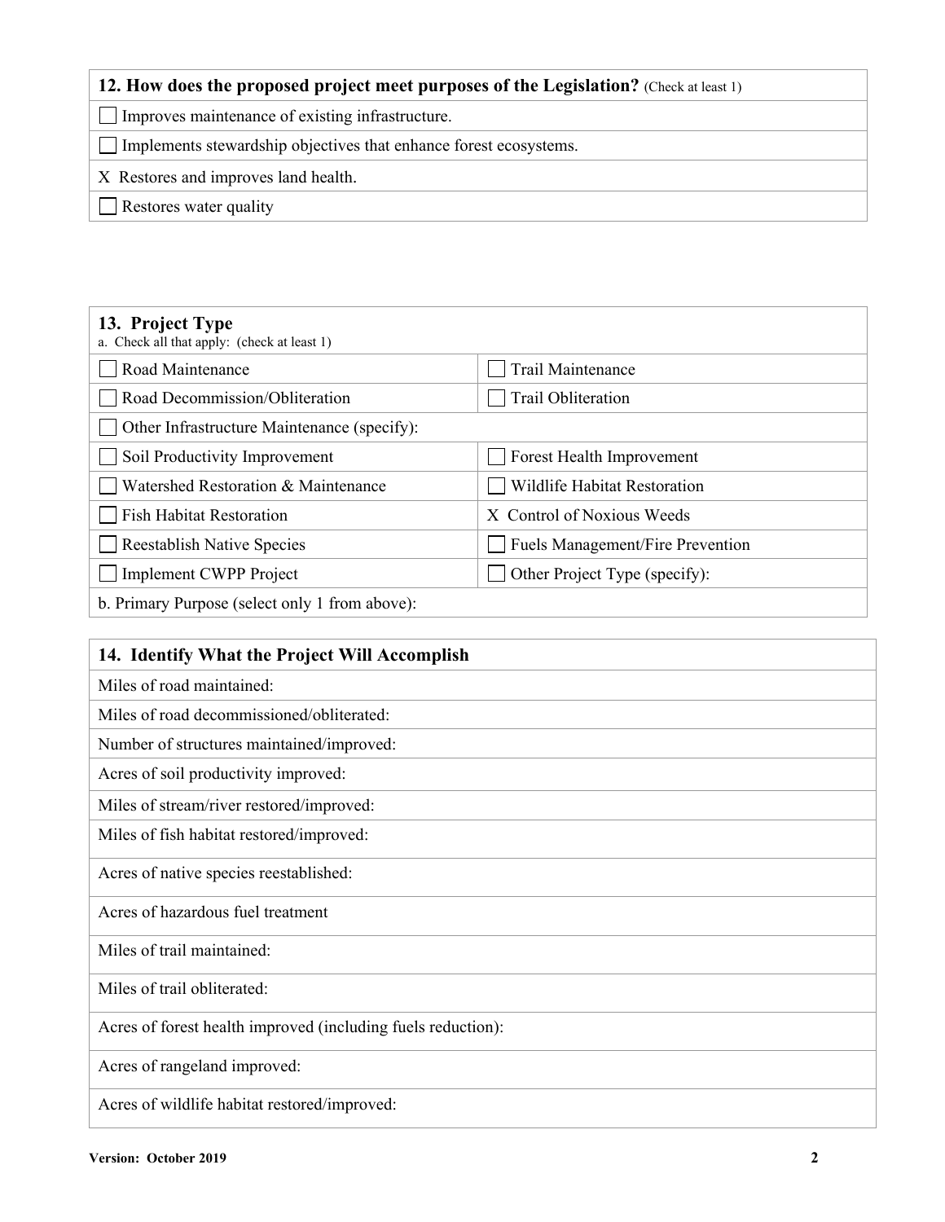| 12. How does the proposed project meet purposes of the Legislation? (Check at least 1) |
|---|
| ☐ Improves maintenance of existing infrastructure. |
| ☐ Implements stewardship objectives that enhance forest ecosystems. |
| X Restores and improves land health. |
| ☐ Restores water quality |

| 13. Project Type<br>a. Check all that apply: (check at least 1) | |
|---|---|
| ☐ Road Maintenance | ☐ Trail Maintenance |
| ☐ Road Decommission/Obliteration | ☐ Trail Obliteration |
| ☐ Other Infrastructure Maintenance (specify): | |
| ☐ Soil Productivity Improvement | ☐ Forest Health Improvement |
| ☐ Watershed Restoration & Maintenance | ☐ Wildlife Habitat Restoration |
| ☐ Fish Habitat Restoration | X Control of Noxious Weeds |
| ☐ Reestablish Native Species | ☐ Fuels Management/Fire Prevention |
| ☐ Implement CWPP Project | ☐ Other Project Type (specify): |
| b. Primary Purpose (select only 1 from above): | |

| 14. Identify What the Project Will Accomplish |
|---|
| Miles of road maintained: |
| Miles of road decommissioned/obliterated: |
| Number of structures maintained/improved: |
| Acres of soil productivity improved: |
| Miles of stream/river restored/improved: |
| Miles of fish habitat restored/improved: |
| Acres of native species reestablished: |
| Acres of hazardous fuel treatment |
| Miles of trail maintained: |
| Miles of trail obliterated: |
| Acres of forest health improved (including fuels reduction): |
| Acres of rangeland improved: |
| Acres of wildlife habitat restored/improved: |

Version: October 2019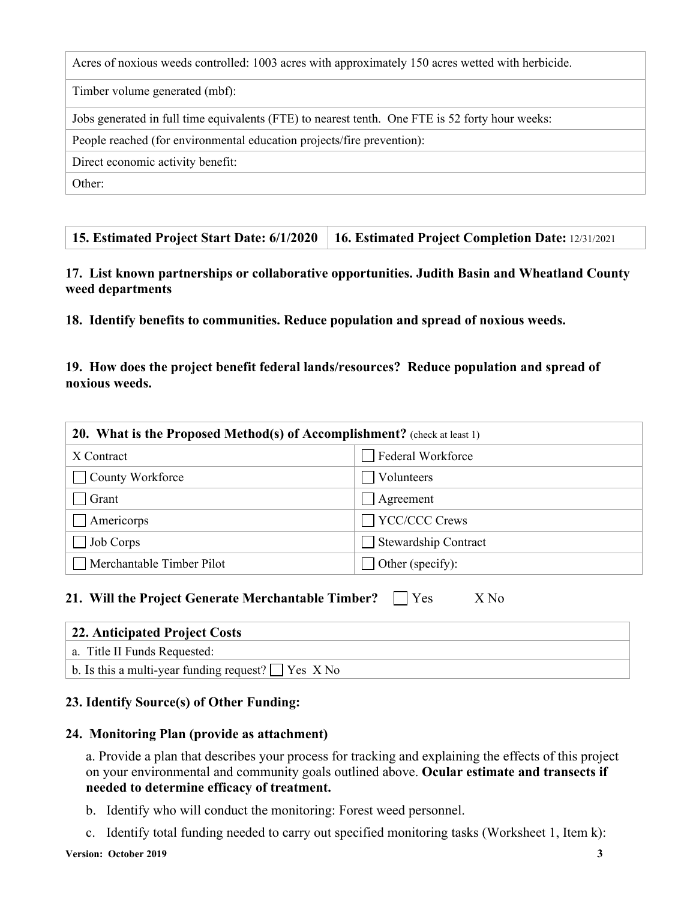| Acres of noxious weeds controlled: 1003 acres with approximately 150 acres wetted with herbicide. |
|---|
| Timber volume generated (mbf): |
| Jobs generated in full time equivalents (FTE) to nearest tenth. One FTE is 52 forty hour weeks: |
| People reached (for environmental education projects/fire prevention): |
| Direct economic activity benefit: |
| Other: |

| **15. Estimated Project Start Date: 6/1/2020** | **16. Estimated Project Completion Date:** 12/31/2021 |
|---|---|

**17. List known partnerships or collaborative opportunities. Judith Basin and Wheatland County weed departments**

**18. Identify benefits to communities. Reduce population and spread of noxious weeds.**

**19. How does the project benefit federal lands/resources? Reduce population and spread of noxious weeds.**

| **20. What is the Proposed Method(s) of Accomplishment?** (check at least 1) | |
|---|---|
| X Contract | ☐ Federal Workforce |
| ☐ County Workforce | ☐ Volunteers |
| ☐ Grant | ☐ Agreement |
| ☐ Americorps | ☐ YCC/CCC Crews |
| ☐ Job Corps | ☐ Stewardship Contract |
| ☐ Merchantable Timber Pilot | ☐ Other (specify): |

**21. Will the Project Generate Merchantable Timber?** ☐ Yes X No

| **22. Anticipated Project Costs** |
|---|
| a. Title II Funds Requested: |
| b. Is this a multi-year funding request? ☐ Yes X No |

**23. Identify Source(s) of Other Funding:**

**24. Monitoring Plan (provide as attachment)**

a. Provide a plan that describes your process for tracking and explaining the effects of this project on your environmental and community goals outlined above. **Ocular estimate and transects if needed to determine efficacy of treatment.**

b. Identify who will conduct the monitoring: Forest weed personnel.

c. Identify total funding needed to carry out specified monitoring tasks (Worksheet 1, Item k):

**Version: October 2019**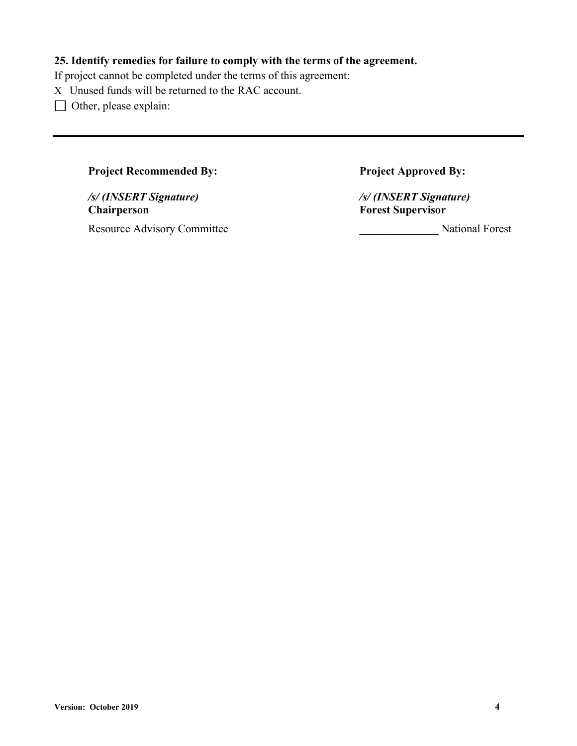**25. Identify remedies for failure to comply with the terms of the agreement.**

If project cannot be completed under the terms of this agreement:

X Unused funds will be returned to the RAC account.

☐ Other, please explain:

---

| **Project Recommended By:** | **Project Approved By:** |
|---|---|
| ***/s/ (INSERT Signature)*** | ***/s/ (INSERT Signature)*** |
| **Chairperson** | **Forest Supervisor** |
| Resource Advisory Committee | ______________ National Forest |

**Version: October 2019**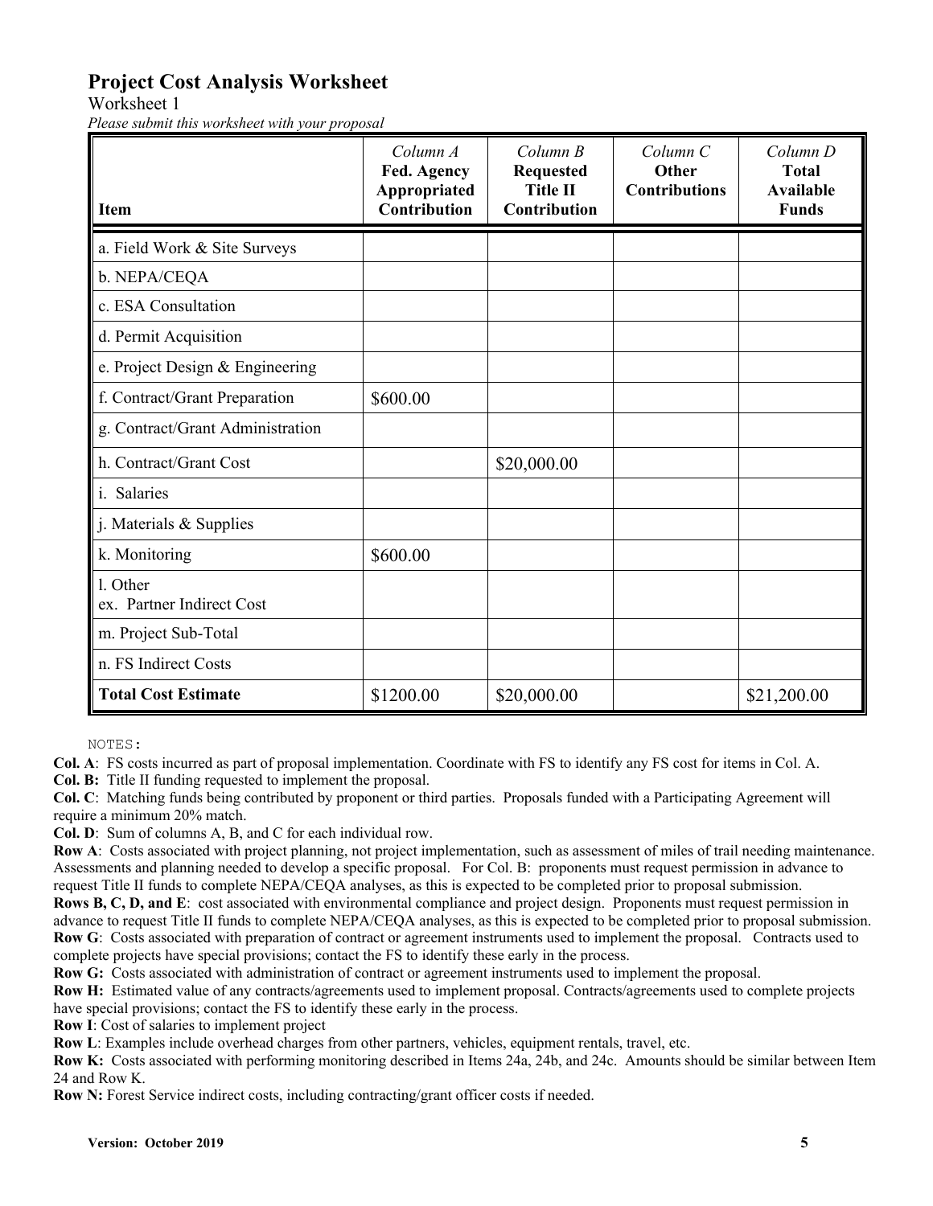# Project Cost Analysis Worksheet

Worksheet 1

*Please submit this worksheet with your proposal*

| Item | *Column A* **Fed. Agency Appropriated Contribution** | *Column B* **Requested Title II Contribution** | *Column C* **Other Contributions** | *Column D* **Total Available Funds** |
|---|---|---|---|---|
| a. Field Work & Site Surveys | | | | |
| b. NEPA/CEQA | | | | |
| c. ESA Consultation | | | | |
| d. Permit Acquisition | | | | |
| e. Project Design & Engineering | | | | |
| f. Contract/Grant Preparation | $600.00 | | | |
| g. Contract/Grant Administration | | | | |
| h. Contract/Grant Cost | | $20,000.00 | | |
| i. Salaries | | | | |
| j. Materials & Supplies | | | | |
| k. Monitoring | $600.00 | | | |
| l. Other ex. Partner Indirect Cost | | | | |
| m. Project Sub-Total | | | | |
| n. FS Indirect Costs | | | | |
| **Total Cost Estimate** | $1200.00 | $20,000.00 | | $21,200.00 |

NOTES:

**Col. A**: FS costs incurred as part of proposal implementation. Coordinate with FS to identify any FS cost for items in Col. A.

**Col. B:** Title II funding requested to implement the proposal.

**Col. C**: Matching funds being contributed by proponent or third parties. Proposals funded with a Participating Agreement will require a minimum 20% match.

**Col. D**: Sum of columns A, B, and C for each individual row.

**Row A**: Costs associated with project planning, not project implementation, such as assessment of miles of trail needing maintenance. Assessments and planning needed to develop a specific proposal. For Col. B: proponents must request permission in advance to request Title II funds to complete NEPA/CEQA analyses, as this is expected to be completed prior to proposal submission.

**Rows B, C, D, and E**: cost associated with environmental compliance and project design. Proponents must request permission in advance to request Title II funds to complete NEPA/CEQA analyses, as this is expected to be completed prior to proposal submission.

**Row G**: Costs associated with preparation of contract or agreement instruments used to implement the proposal. Contracts used to complete projects have special provisions; contact the FS to identify these early in the process.

**Row G:** Costs associated with administration of contract or agreement instruments used to implement the proposal.

**Row H:** Estimated value of any contracts/agreements used to implement proposal. Contracts/agreements used to complete projects have special provisions; contact the FS to identify these early in the process.

**Row I**: Cost of salaries to implement project

**Row L**: Examples include overhead charges from other partners, vehicles, equipment rentals, travel, etc.

**Row K:** Costs associated with performing monitoring described in Items 24a, 24b, and 24c. Amounts should be similar between Item 24 and Row K.

**Row N:** Forest Service indirect costs, including contracting/grant officer costs if needed.

**Version: October 2019**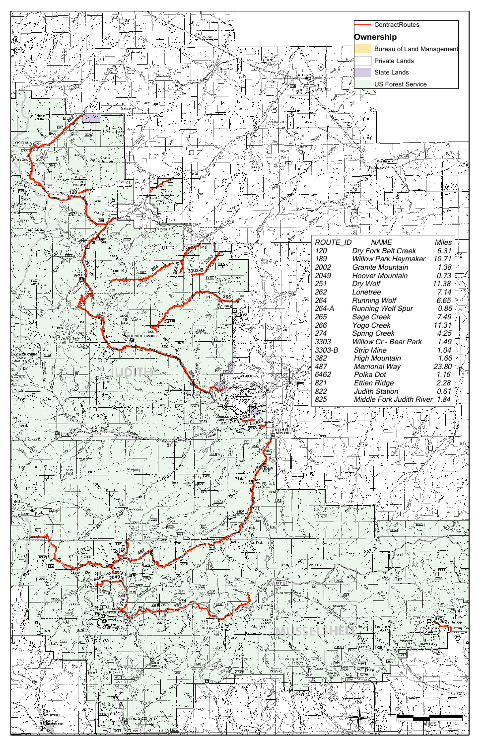**ContractRoutes**

**Ownership**

- Bureau of Land Management
- Private Lands
- State Lands
- US Forest Service

| ROUTE_ID | NAME | Miles |
|---|---|---|
| 120 | Dry Fork Belt Creek | 6.31 |
| 189 | Willow Park Haymaker | 10.71 |
| 2002 | Granite Mountain | 1.38 |
| 2049 | Hoover Mountain | 0.73 |
| 251 | Dry Wolf | 11.38 |
| 262 | Lonetree | 7.14 |
| 264 | Running Wolf | 6.65 |
| 264-A | Running Wolf Spur | 0.86 |
| 265 | Sage Creek | 7.49 |
| 266 | Yogo Creek | 11.31 |
| 274 | Spring Creek | 4.25 |
| 3303 | Willow Cr - Bear Park | 1.49 |
| 3303-B | Strip Mine | 1.04 |
| 382 | High Mountain | 1.66 |
| 487 | Memorial Way | 23.80 |
| 6462 | Polka Dot | 1.16 |
| 821 | Ettien Ridge | 2.28 |
| 822 | Judith Station | 0.61 |
| 825 | Middle Fork Judith River | 1.84 |

0 1 2 4 Miles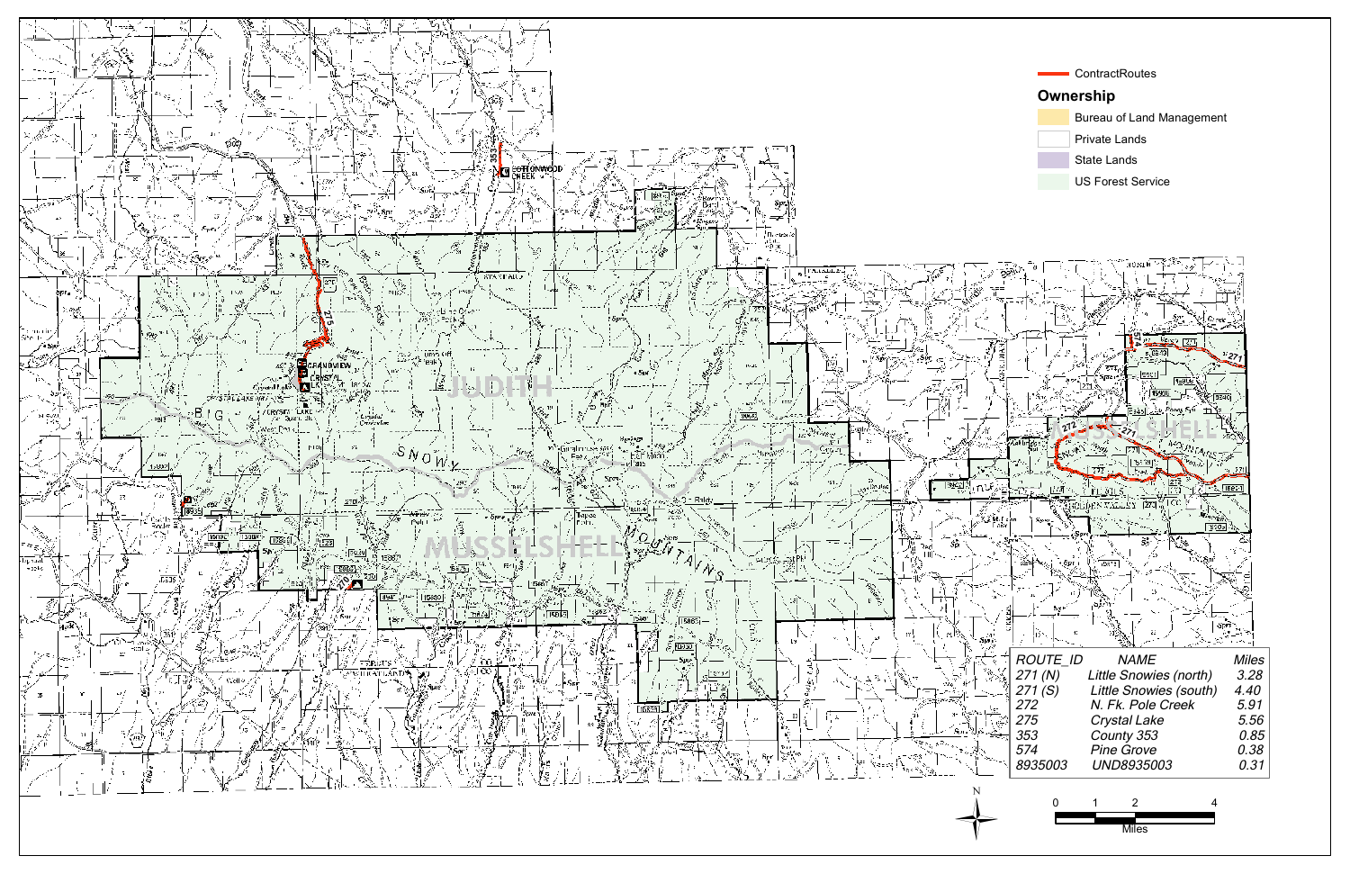ContractRoutes

**Ownership**

Bureau of Land Management

Private Lands

State Lands

US Forest Service

| ROUTE_ID | NAME | Miles |
| --- | --- | --- |
| 271 (N) | Little Snowies (north) | 3.28 |
| 271 (S) | Little Snowies (south) | 4.40 |
| 272 | N. Fk. Pole Creek | 5.91 |
| 275 | Crystal Lake | 5.56 |
| 353 | County 353 | 0.85 |
| 574 | Pine Grove | 0.38 |
| 8935003 | UND8935003 | 0.31 |

0 1 2 4

Miles

N